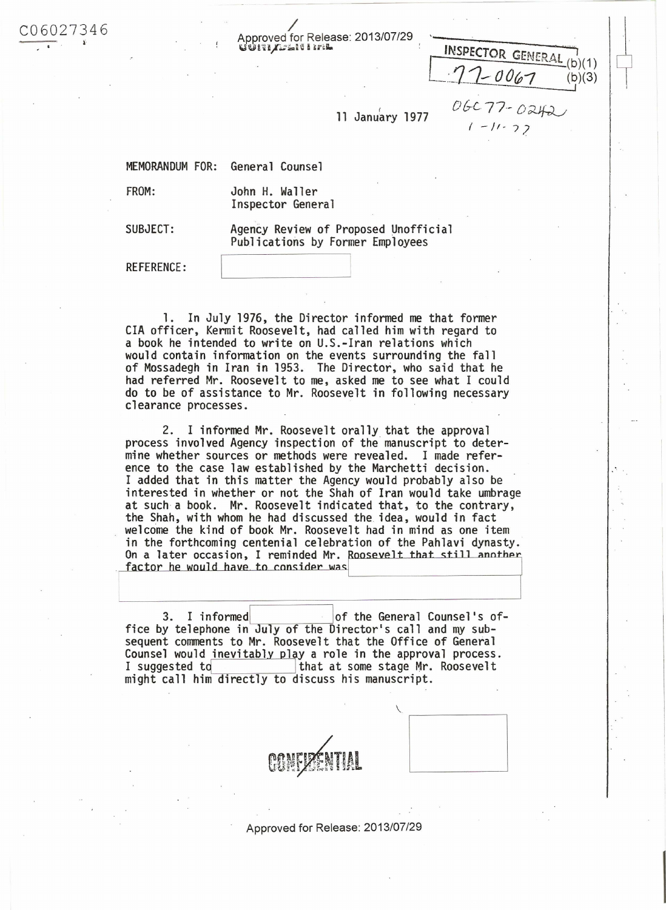C06027346

Approved for Release: 2013/07/29

INSPECTOR GENERAL (b)(1)
77-0067 (b)(3)

OGC 77-0242
1-11-77

11 January 1977

MEMORANDUM FOR: General Counsel

FROM: John H. Waller
Inspector General

SUBJECT: Agency Review of Proposed Unofficial Publications by Former Employees

REFERENCE:

1. In July 1976, the Director informed me that former CIA officer, Kermit Roosevelt, had called him with regard to a book he intended to write on U.S.-Iran relations which would contain information on the events surrounding the fall of Mossadegh in Iran in 1953. The Director, who said that he had referred Mr. Roosevelt to me, asked me to see what I could do to be of assistance to Mr. Roosevelt in following necessary clearance processes.

2. I informed Mr. Roosevelt orally that the approval process involved Agency inspection of the manuscript to determine whether sources or methods were revealed. I made reference to the case law established by the Marchetti decision. I added that in this matter the Agency would probably also be interested in whether or not the Shah of Iran would take umbrage at such a book. Mr. Roosevelt indicated that, to the contrary, the Shah, with whom he had discussed the idea, would in fact welcome the kind of book Mr. Roosevelt had in mind as one item in the forthcoming centenial celebration of the Pahlavi dynasty. On a later occasion, I reminded Mr. Roosevelt that still another factor he would have to consider was

3. I informed of the General Counsel's office by telephone in July of the Director's call and my subsequent comments to Mr. Roosevelt that the Office of General Counsel would inevitably play a role in the approval process. I suggested to that at some stage Mr. Roosevelt might call him directly to discuss his manuscript.

CONFIDENTIAL

Approved for Release: 2013/07/29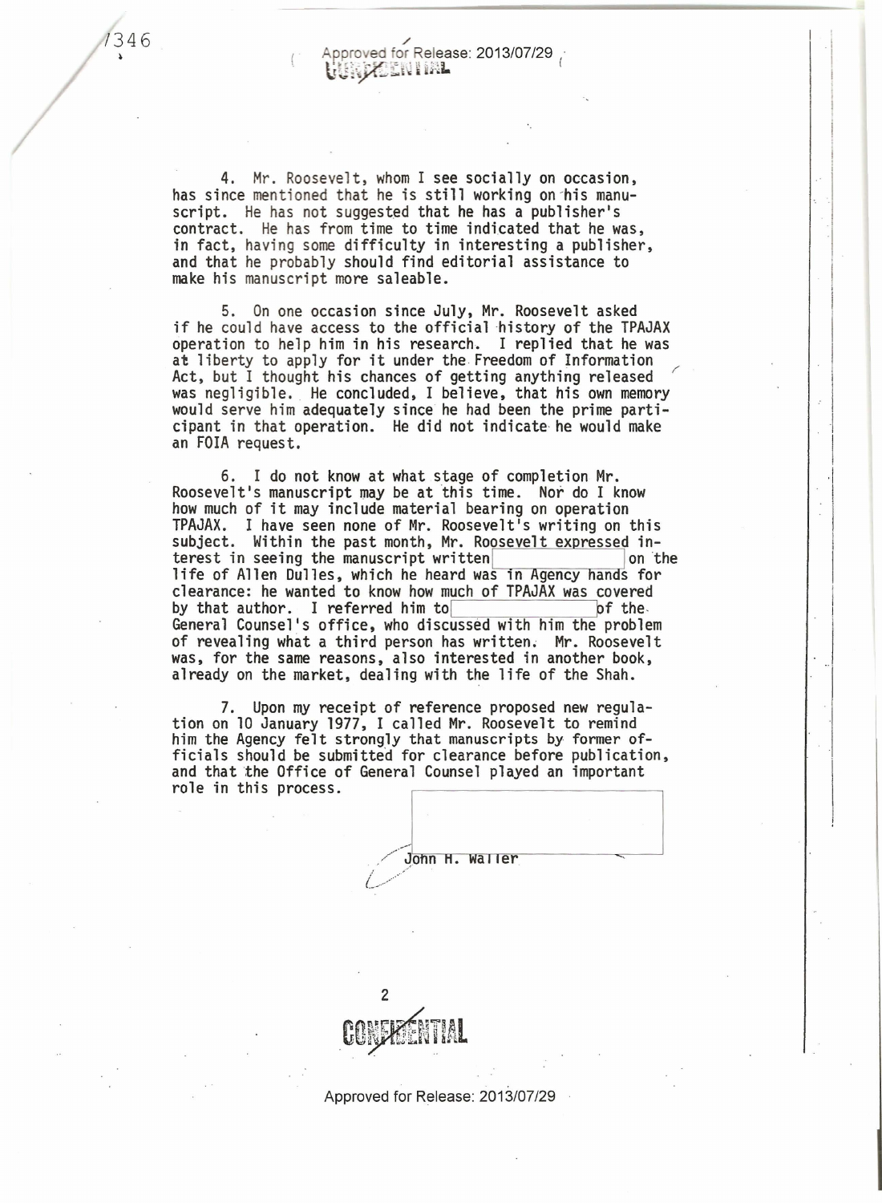4. Mr. Roosevelt, whom I see socially on occasion, has since mentioned that he is still working on his manuscript. He has not suggested that he has a publisher's contract. He has from time to time indicated that he was, in fact, having some difficulty in interesting a publisher, and that he probably should find editorial assistance to make his manuscript more saleable.

5. On one occasion since July, Mr. Roosevelt asked if he could have access to the official history of the TPAJAX operation to help him in his research. I replied that he was at liberty to apply for it under the Freedom of Information Act, but I thought his chances of getting anything released was negligible. He concluded, I believe, that his own memory would serve him adequately since he had been the prime participant in that operation. He did not indicate he would make an FOIA request.

6. I do not know at what stage of completion Mr. Roosevelt's manuscript may be at this time. Nor do I know how much of it may include material bearing on operation TPAJAX. I have seen none of Mr. Roosevelt's writing on this subject. Within the past month, Mr. Roosevelt expressed interest in seeing the manuscript written [redacted] on the life of Allen Dulles, which he heard was in Agency hands for clearance: he wanted to know how much of TPAJAX was covered by that author. I referred him to [redacted] of the General Counsel's office, who discussed with him the problem of revealing what a third person has written. Mr. Roosevelt was, for the same reasons, also interested in another book, already on the market, dealing with the life of the Shah.

7. Upon my receipt of reference proposed new regulation on 10 January 1977, I called Mr. Roosevelt to remind him the Agency felt strongly that manuscripts by former officials should be submitted for clearance before publication, and that the Office of General Counsel played an important role in this process.

John H. Waller

CONFIDENTIAL